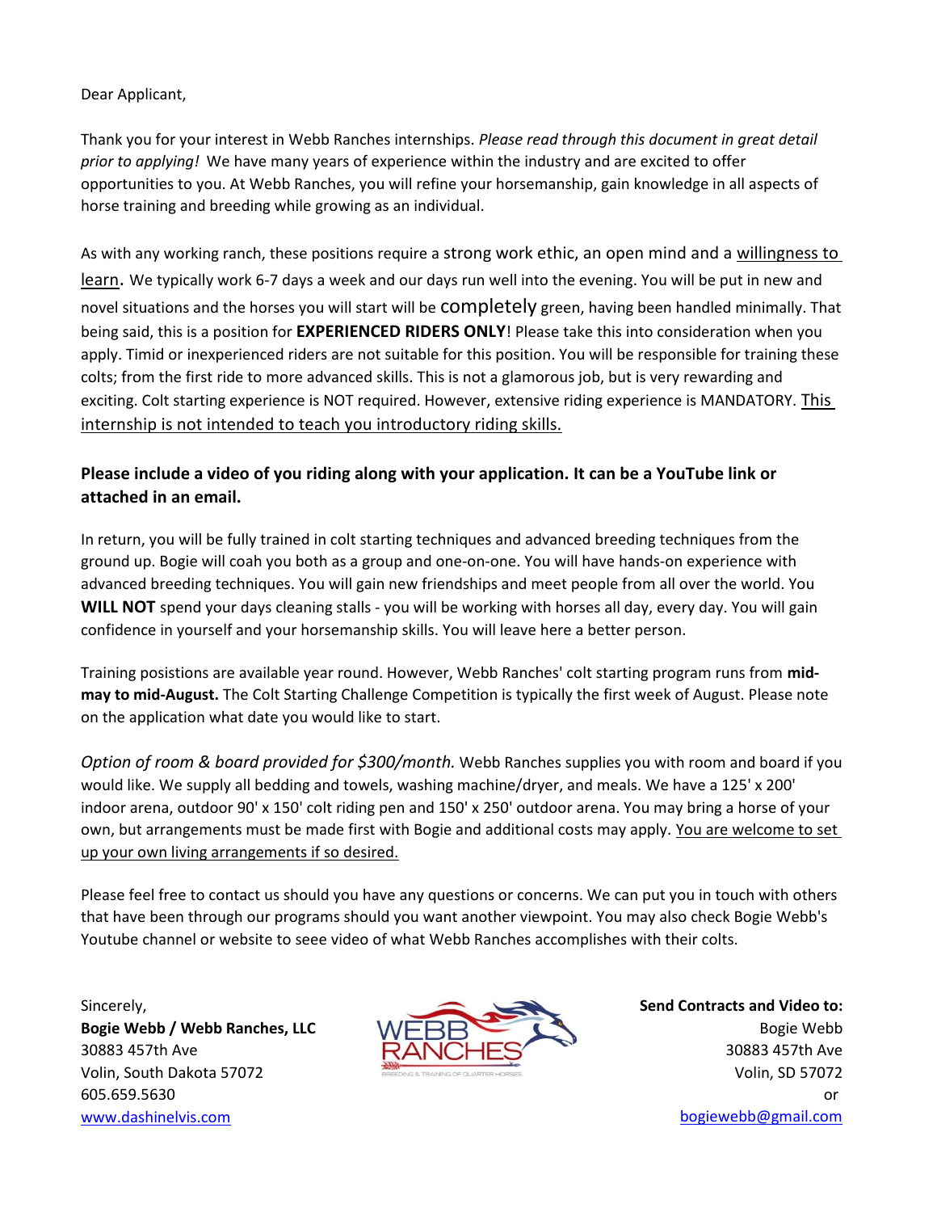Dear Applicant,

Thank you for your interest in Webb Ranches internships. *Please read through this document in great detail prior to applying!* We have many years of experience within the industry and are excited to offer opportunities to you. At Webb Ranches, you will refine your horsemanship, gain knowledge in all aspects of horse training and breeding while growing as an individual.

As with any working ranch, these positions require a strong work ethic, an open mind and a <u>willingness to learn</u>. We typically work 6-7 days a week and our days run well into the evening. You will be put in new and novel situations and the horses you will start will be completely green, having been handled minimally. That being said, this is a position for **EXPERIENCED RIDERS ONLY**! Please take this into consideration when you apply. Timid or inexperienced riders are not suitable for this position. You will be responsible for training these colts; from the first ride to more advanced skills. This is not a glamorous job, but is very rewarding and exciting. Colt starting experience is NOT required. However, extensive riding experience is MANDATORY. <u>This internship is not intended to teach you introductory riding skills.</u>

**Please include a video of you riding along with your application. It can be a YouTube link or attached in an email.**

In return, you will be fully trained in colt starting techniques and advanced breeding techniques from the ground up. Bogie will coah you both as a group and one-on-one. You will have hands-on experience with advanced breeding techniques. You will gain new friendships and meet people from all over the world. You **WILL NOT** spend your days cleaning stalls - you will be working with horses all day, every day. You will gain confidence in yourself and your horsemanship skills. You will leave here a better person.

Training posistions are available year round. However, Webb Ranches' colt starting program runs from **mid-may to mid-August.** The Colt Starting Challenge Competition is typically the first week of August. Please note on the application what date you would like to start.

*Option of room & board provided for $300/month.* Webb Ranches supplies you with room and board if you would like. We supply all bedding and towels, washing machine/dryer, and meals. We have a 125' x 200' indoor arena, outdoor 90' x 150' colt riding pen and 150' x 250' outdoor arena. You may bring a horse of your own, but arrangements must be made first with Bogie and additional costs may apply. <u>You are welcome to set up your own living arrangements if so desired.</u>

Please feel free to contact us should you have any questions or concerns. We can put you in touch with others that have been through our programs should you want another viewpoint. You may also check Bogie Webb's Youtube channel or website to seee video of what Webb Ranches accomplishes with their colts.

Sincerely,
**Bogie Webb / Webb Ranches, LLC**
30883 457th Ave
Volin, South Dakota 57072
605.659.5630
[www.dashinelvis.com](www.dashinelvis.com)

WEBB RANCHES
BREEDING & TRAINING OF QUARTER HORSES

**Send Contracts and Video to:**
Bogie Webb
30883 457th Ave
Volin, SD 57072
or
bogiewebb@gmail.com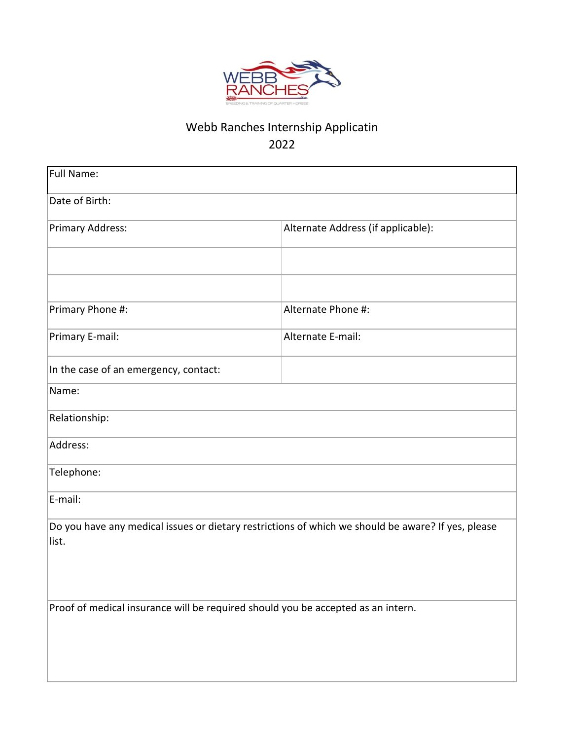# Webb Ranches Internship Applicatin
2022

| Full Name: | |
|---|---|
| Date of Birth: | |
| Primary Address: | Alternate Address (if applicable): |
| | |
| | |
| Primary Phone #: | Alternate Phone #: |
| Primary E-mail: | Alternate E-mail: |
| In the case of an emergency, contact: | |
| Name: | |
| Relationship: | |
| Address: | |
| Telephone: | |
| E-mail: | |
| Do you have any medical issues or dietary restrictions of which we should be aware? If yes, please list. | |
| Proof of medical insurance will be required should you be accepted as an intern. | |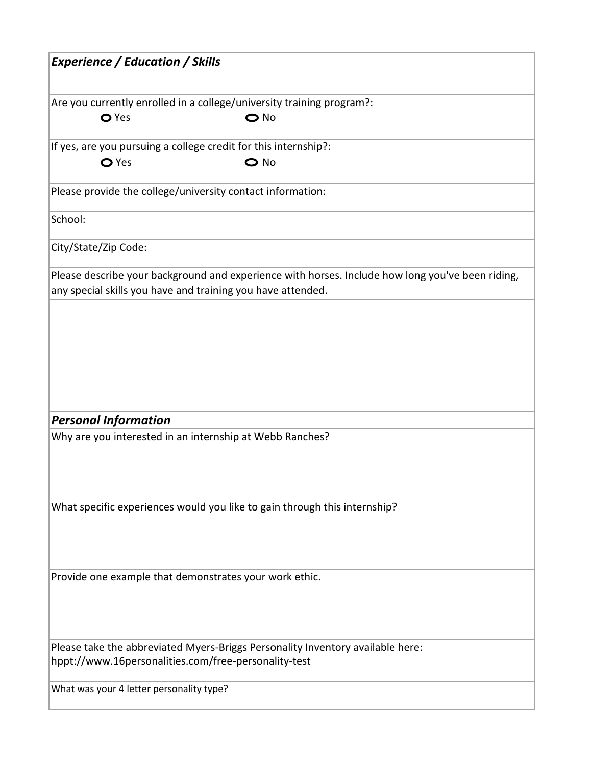### *Experience / Education / Skills*

Are you currently enrolled in a college/university training program?:

- ○ Yes
- ○ No

If yes, are you pursuing a college credit for this internship?:

- ○ Yes
- ○ No

Please provide the college/university contact information:

School:

City/State/Zip Code:

Please describe your background and experience with horses. Include how long you've been riding, any special skills you have and training you have attended.

### *Personal Information*

Why are you interested in an internship at Webb Ranches?

What specific experiences would you like to gain through this internship?

Provide one example that demonstrates your work ethic.

Please take the abbreviated Myers-Briggs Personality Inventory available here:
hppt://www.16personalities.com/free-personality-test

What was your 4 letter personality type?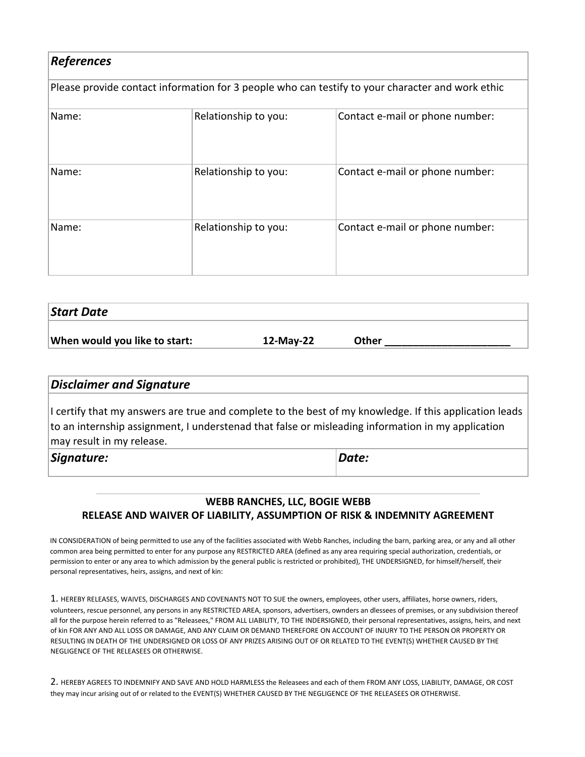## *References*

Please provide contact information for 3 people who can testify to your character and work ethic

| Name: | Relationship to you: | Contact e-mail or phone number: |
|---|---|---|
| Name: | Relationship to you: | Contact e-mail or phone number: |
| Name: | Relationship to you: | Contact e-mail or phone number: |

## *Start Date*

**When would you like to start:** **12-May-22** **Other _____________________**

## *Disclaimer and Signature*

I certify that my answers are true and complete to the best of my knowledge. If this application leads to an internship assignment, I understenad that false or misleading information in my application may result in my release.

| *Signature:* | *Date:* |
|---|---|

---

**WEBB RANCHES, LLC, BOGIE WEBB**
**RELEASE AND WAIVER OF LIABILITY, ASSUMPTION OF RISK & INDEMNITY AGREEMENT**

IN CONSIDERATION of being permitted to use any of the facilities associated with Webb Ranches, including the barn, parking area, or any and all other common area being permitted to enter for any purpose any RESTRICTED AREA (defined as any area requiring special authorization, credentials, or permission to enter or any area to which admission by the general public is restricted or prohibited), THE UNDERSIGNED, for himself/herself, their personal representatives, heirs, assigns, and next of kin:

1. HEREBY RELEASES, WAIVES, DISCHARGES AND COVENANTS NOT TO SUE the owners, employees, other users, affiliates, horse owners, riders, volunteers, rescue personnel, any persons in any RESTRICTED AREA, sponsors, advertisers, ownders an dlessees of premises, or any subdivision thereof all for the purpose herein referred to as "Releasees," FROM ALL LIABILITY, TO THE INDERSIGNED, their personal representatives, assigns, heirs, and next of kin FOR ANY AND ALL LOSS OR DAMAGE, AND ANY CLAIM OR DEMAND THEREFORE ON ACCOUNT OF INJURY TO THE PERSON OR PROPERTY OR RESULTING IN DEATH OF THE UNDERSIGNED OR LOSS OF ANY PRIZES ARISING OUT OF OR RELATED TO THE EVENT(S) WHETHER CAUSED BY THE NEGLIGENCE OF THE RELEASEES OR OTHERWISE.

2. HEREBY AGREES TO INDEMNIFY AND SAVE AND HOLD HARMLESS the Releasees and each of them FROM ANY LOSS, LIABILITY, DAMAGE, OR COST they may incur arising out of or related to the EVENT(S) WHETHER CAUSED BY THE NEGLIGENCE OF THE RELEASEES OR OTHERWISE.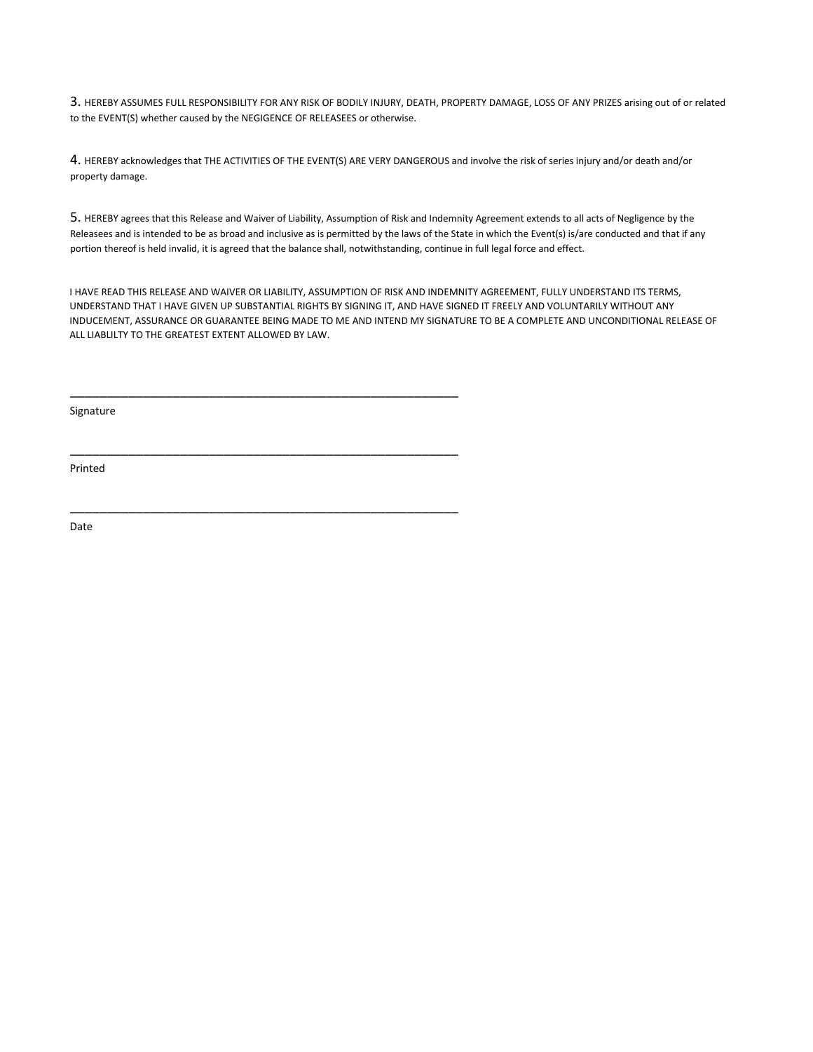3. HEREBY ASSUMES FULL RESPONSIBILITY FOR ANY RISK OF BODILY INJURY, DEATH, PROPERTY DAMAGE, LOSS OF ANY PRIZES arising out of or related to the EVENT(S) whether caused by the NEGIGENCE OF RELEASEES or otherwise.

4. HEREBY acknowledges that THE ACTIVITIES OF THE EVENT(S) ARE VERY DANGEROUS and involve the risk of series injury and/or death and/or property damage.

5. HEREBY agrees that this Release and Waiver of Liability, Assumption of Risk and Indemnity Agreement extends to all acts of Negligence by the Releasees and is intended to be as broad and inclusive as is permitted by the laws of the State in which the Event(s) is/are conducted and that if any portion thereof is held invalid, it is agreed that the balance shall, notwithstanding, continue in full legal force and effect.

I HAVE READ THIS RELEASE AND WAIVER OR LIABILITY, ASSUMPTION OF RISK AND INDEMNITY AGREEMENT, FULLY UNDERSTAND ITS TERMS, UNDERSTAND THAT I HAVE GIVEN UP SUBSTANTIAL RIGHTS BY SIGNING IT, AND HAVE SIGNED IT FREELY AND VOLUNTARILY WITHOUT ANY INDUCEMENT, ASSURANCE OR GUARANTEE BEING MADE TO ME AND INTEND MY SIGNATURE TO BE A COMPLETE AND UNCONDITIONAL RELEASE OF ALL LIABLILTY TO THE GREATEST EXTENT ALLOWED BY LAW.

______________________________________________________________

Signature

______________________________________________________________

Printed

______________________________________________________________

Date